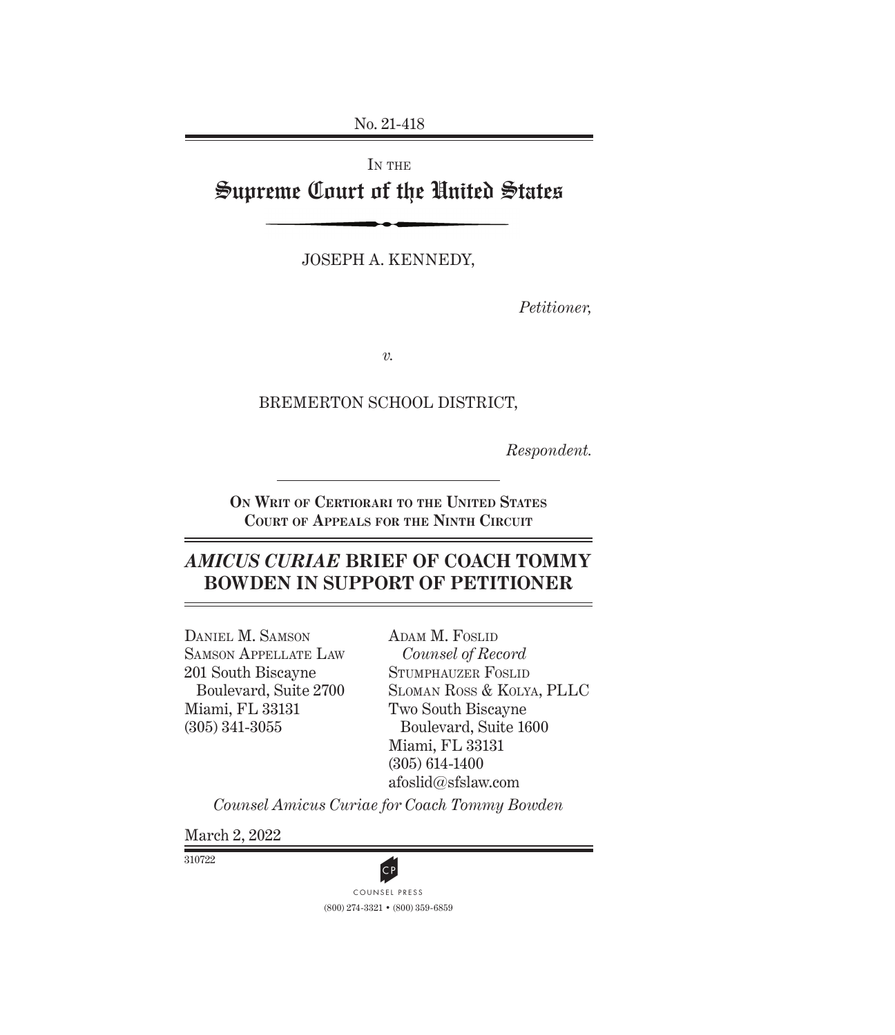No. 21-418

IN THE

# Supreme Court of the United States

JOSEPH A. KENNEDY,

*Petitioner,*

*v.*

BREMERTON SCHOOL DISTRICT,

*Respondent.*

**ON WRIT OF CERTIORARI TO THE UNITED STATES COURT OF APPEALS FOR THE NINTH CIRCUIT**

## ***AMICUS CURIAE*** **BRIEF OF COACH TOMMY BOWDEN IN SUPPORT OF PETITIONER**

DANIEL M. SAMSON
SAMSON APPELLATE LAW
201 South Biscayne
Boulevard, Suite 2700
Miami, FL 33131
(305) 341-3055

ADAM M. FOSLID
*Counsel of Record*
STUMPHAUZER FOSLID
SLOMAN ROSS & KOLYA, PLLC
Two South Biscayne
Boulevard, Suite 1600
Miami, FL 33131
(305) 614-1400
afoslid@sfslaw.com

*Counsel Amicus Curiae for Coach Tommy Bowden*

March 2, 2022

310722

COUNSEL PRESS
(800) 274-3321 • (800) 359-6859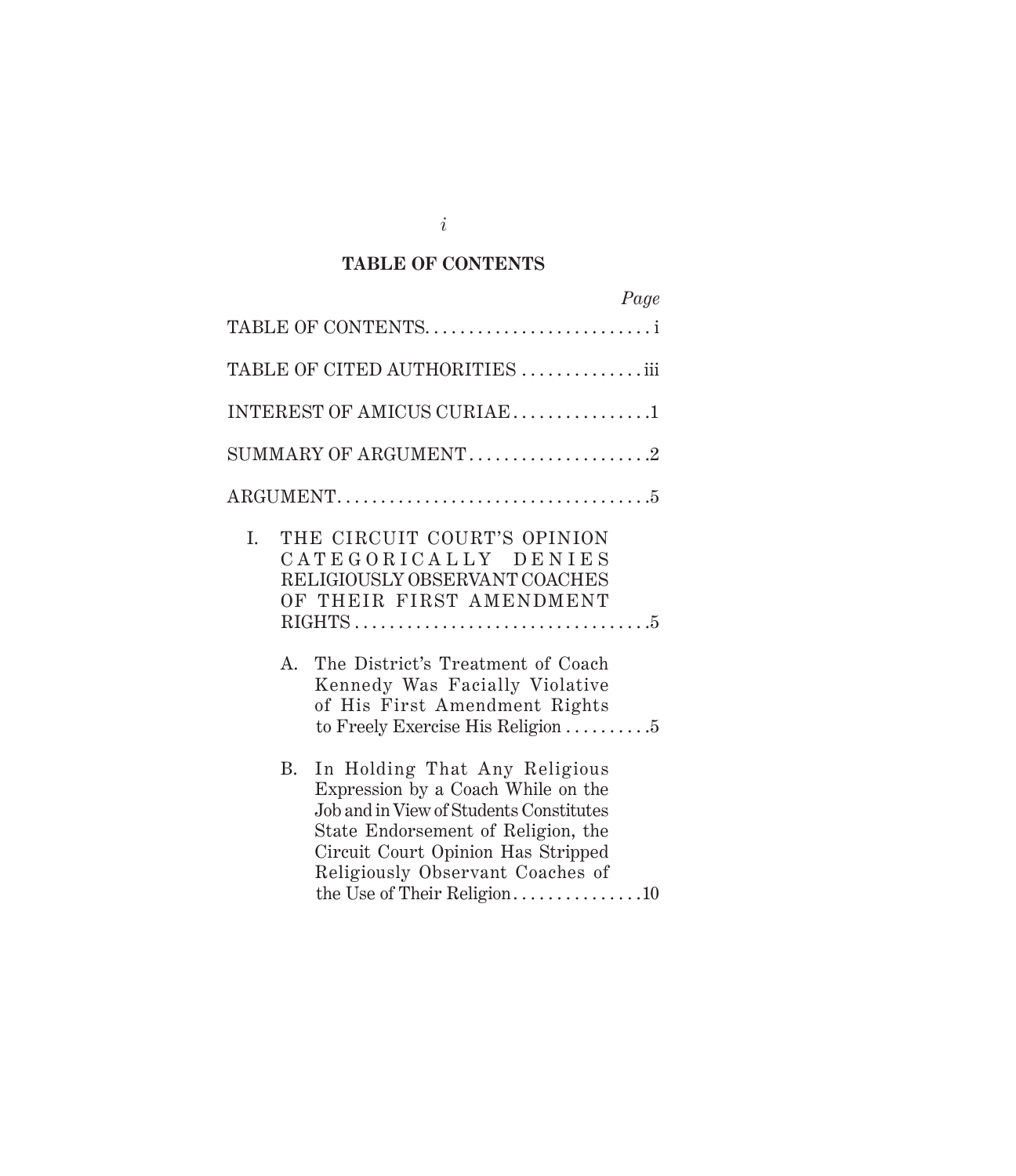## TABLE OF CONTENTS

| | *Page* |
|---|---|
| TABLE OF CONTENTS | i |
| TABLE OF CITED AUTHORITIES | iii |
| INTEREST OF AMICUS CURIAE | 1 |
| SUMMARY OF ARGUMENT | 2 |
| ARGUMENT | 5 |
| I. THE CIRCUIT COURT'S OPINION CATEGORICALLY DENIES RELIGIOUSLY OBSERVANT COACHES OF THEIR FIRST AMENDMENT RIGHTS | 5 |
| A. The District's Treatment of Coach Kennedy Was Facially Violative of His First Amendment Rights to Freely Exercise His Religion | 5 |
| B. In Holding That Any Religious Expression by a Coach While on the Job and in View of Students Constitutes State Endorsement of Religion, the Circuit Court Opinion Has Stripped Religiously Observant Coaches of the Use of Their Religion | 10 |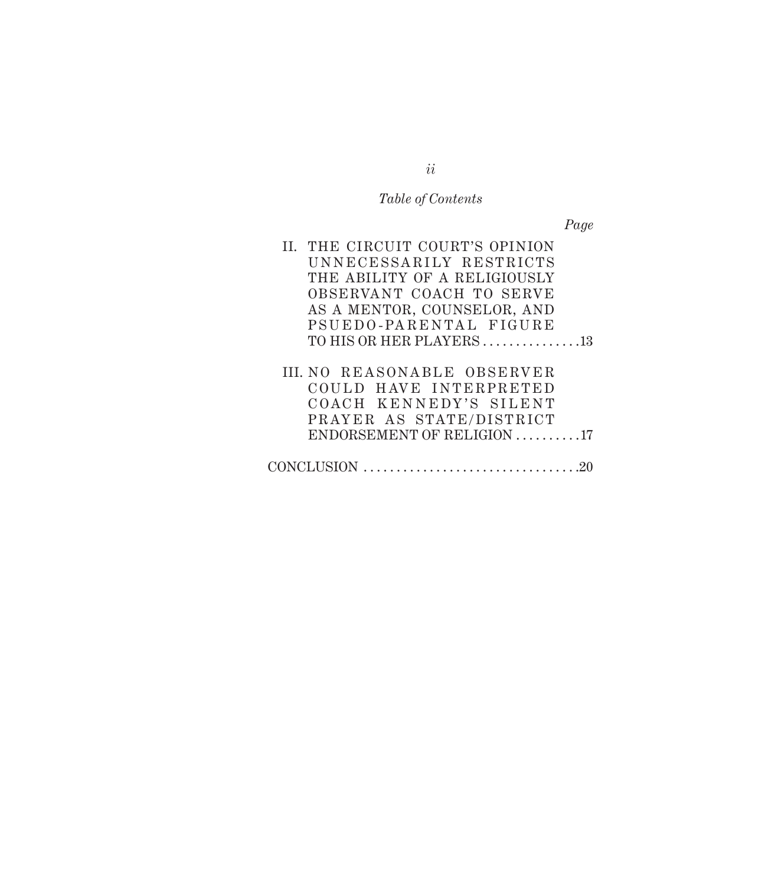*Table of Contents*

*Page*

II. THE CIRCUIT COURT'S OPINION UNNECESSARILY RESTRICTS THE ABILITY OF A RELIGIOUSLY OBSERVANT COACH TO SERVE AS A MENTOR, COUNSELOR, AND PSUEDO-PARENTAL FIGURE TO HIS OR HER PLAYERS . . . . . . . . . . . . . . .13

III. NO REASONABLE OBSERVER COULD HAVE INTERPRETED COACH KENNEDY'S SILENT PRAYER AS STATE/DISTRICT ENDORSEMENT OF RELIGION . . . . . . . . . .17

CONCLUSION . . . . . . . . . . . . . . . . . . . . . . . . . . . . . . . . .20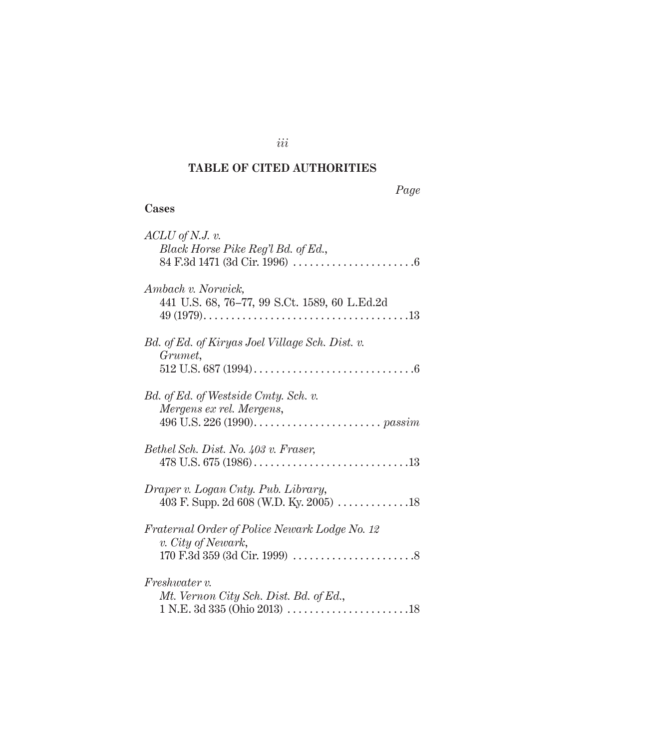## TABLE OF CITED AUTHORITIES

*Page*

**Cases**

*ACLU of N.J. v. Black Horse Pike Reg'l Bd. of Ed.*, 84 F.3d 1471 (3d Cir. 1996) . . . . . . . . . . . . . . . . . . . . . .6

*Ambach v. Norwick*, 441 U.S. 68, 76–77, 99 S.Ct. 1589, 60 L.Ed.2d 49 (1979). . . . . . . . . . . . . . . . . . . . . . . . . . . . . . . . . . . . .13

*Bd. of Ed. of Kiryas Joel Village Sch. Dist. v. Grumet*, 512 U.S. 687 (1994) . . . . . . . . . . . . . . . . . . . . . . . . . . . . .6

*Bd. of Ed. of Westside Cmty. Sch. v. Mergens ex rel. Mergens*, 496 U.S. 226 (1990). . . . . . . . . . . . . . . . . . . . . . . *passim*

*Bethel Sch. Dist. No. 403 v. Fraser*, 478 U.S. 675 (1986) . . . . . . . . . . . . . . . . . . . . . . . . . . . .13

*Draper v. Logan Cnty. Pub. Library*, 403 F. Supp. 2d 608 (W.D. Ky. 2005) . . . . . . . . . . . . .18

*Fraternal Order of Police Newark Lodge No. 12 v. City of Newark*, 170 F.3d 359 (3d Cir. 1999) . . . . . . . . . . . . . . . . . . . . . .8

*Freshwater v. Mt. Vernon City Sch. Dist. Bd. of Ed.*, 1 N.E. 3d 335 (Ohio 2013) . . . . . . . . . . . . . . . . . . . . . .18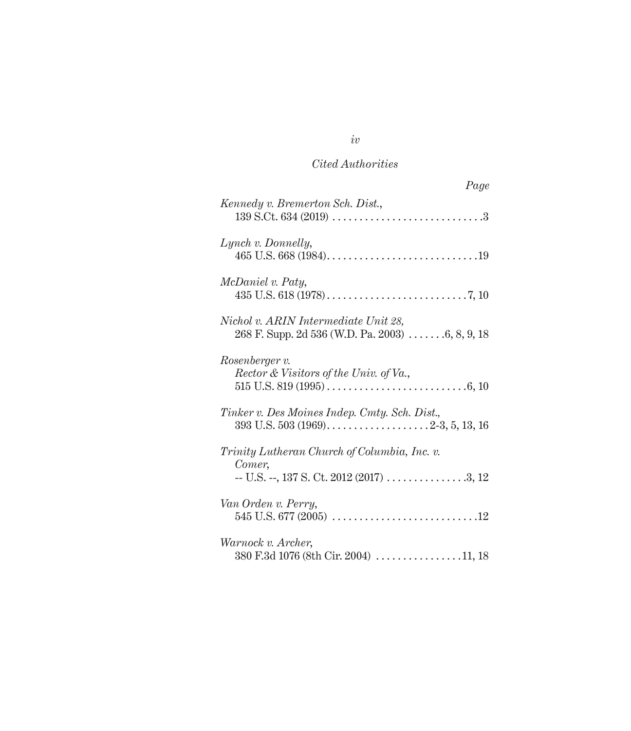*Cited Authorities*

*Page*

*Kennedy v. Bremerton Sch. Dist.*,
139 S.Ct. 634 (2019) . . . . . . . . . . . . . . . . . . . . . . . . . . . .3

*Lynch v. Donnelly*,
465 U.S. 668 (1984). . . . . . . . . . . . . . . . . . . . . . . . . . . .19

*McDaniel v. Paty*,
435 U.S. 618 (1978) . . . . . . . . . . . . . . . . . . . . . . . . . . 7, 10

*Nichol v. ARIN Intermediate Unit 28,*
268 F. Supp. 2d 536 (W.D. Pa. 2003) . . . . . . .6, 8, 9, 18

*Rosenberger v.*
*Rector & Visitors of the Univ. of Va.*,
515 U.S. 819 (1995) . . . . . . . . . . . . . . . . . . . . . . . . . . .6, 10

*Tinker v. Des Moines Indep. Cmty. Sch. Dist.,*
393 U.S. 503 (1969). . . . . . . . . . . . . . . . . . . 2-3, 5, 13, 16

*Trinity Lutheran Church of Columbia, Inc. v.*
*Comer*,
-- U.S. --, 137 S. Ct. 2012 (2017) . . . . . . . . . . . . . . .3, 12

*Van Orden v. Perry*,
545 U.S. 677 (2005) . . . . . . . . . . . . . . . . . . . . . . . . . . .12

*Warnock v. Archer*,
380 F.3d 1076 (8th Cir. 2004) . . . . . . . . . . . . . . . .11, 18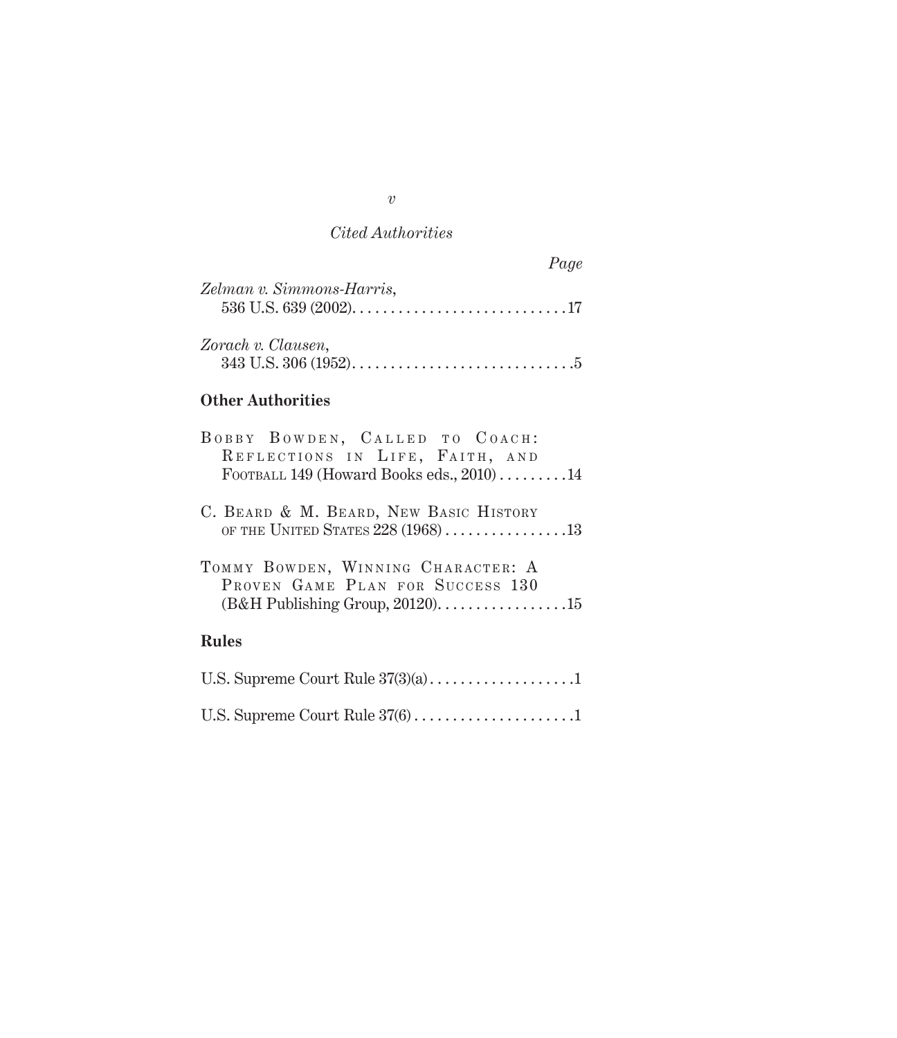*Cited Authorities*

*Page*

*Zelman v. Simmons-Harris*,
536 U.S. 639 (2002). . . . . . . . . . . . . . . . . . . . . . . . . . . .17

*Zorach v. Clausen*,
343 U.S. 306 (1952). . . . . . . . . . . . . . . . . . . . . . . . . . . . .5

**Other Authorities**

Bobby Bowden, Called to Coach: Reflections in Life, Faith, and Football 149 (Howard Books eds., 2010) . . . . . . . . .14

C. Beard & M. Beard, New Basic History of the United States 228 (1968) . . . . . . . . . . . . . . . .13

Tommy Bowden, Winning Character: A Proven Game Plan for Success 130 (B&H Publishing Group, 20120). . . . . . . . . . . . . . . . .15

**Rules**

U.S. Supreme Court Rule 37(3)(a) . . . . . . . . . . . . . . . . . . .1

U.S. Supreme Court Rule 37(6) . . . . . . . . . . . . . . . . . . . . .1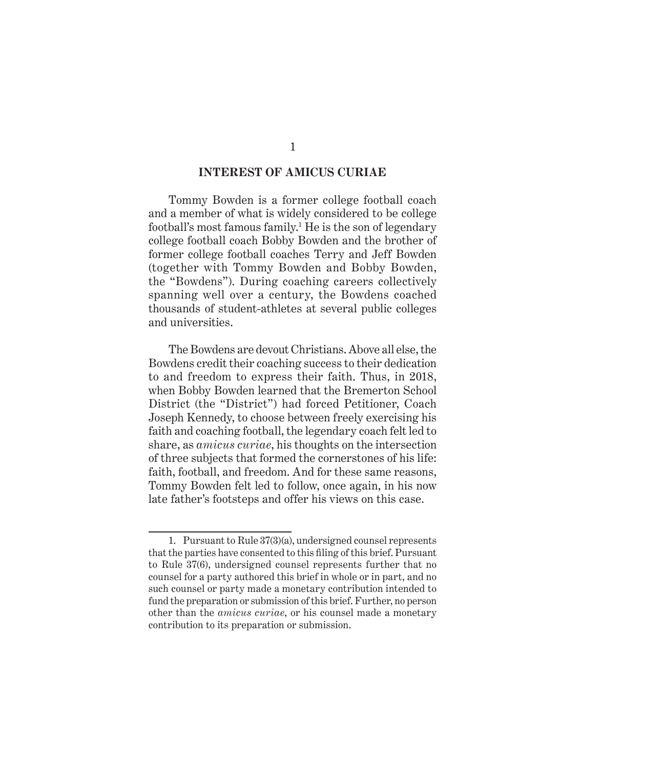## INTEREST OF AMICUS CURIAE

Tommy Bowden is a former college football coach and a member of what is widely considered to be college football's most famous family.[1] He is the son of legendary college football coach Bobby Bowden and the brother of former college football coaches Terry and Jeff Bowden (together with Tommy Bowden and Bobby Bowden, the "Bowdens"). During coaching careers collectively spanning well over a century, the Bowdens coached thousands of student-athletes at several public colleges and universities.

The Bowdens are devout Christians. Above all else, the Bowdens credit their coaching success to their dedication to and freedom to express their faith. Thus, in 2018, when Bobby Bowden learned that the Bremerton School District (the "District") had forced Petitioner, Coach Joseph Kennedy, to choose between freely exercising his faith and coaching football, the legendary coach felt led to share, as *amicus curiae*, his thoughts on the intersection of three subjects that formed the cornerstones of his life: faith, football, and freedom. And for these same reasons, Tommy Bowden felt led to follow, once again, in his now late father's footsteps and offer his views on this case.

---

1. Pursuant to Rule 37(3)(a), undersigned counsel represents that the parties have consented to this filing of this brief. Pursuant to Rule 37(6), undersigned counsel represents further that no counsel for a party authored this brief in whole or in part, and no such counsel or party made a monetary contribution intended to fund the preparation or submission of this brief. Further, no person other than the *amicus curiae*, or his counsel made a monetary contribution to its preparation or submission.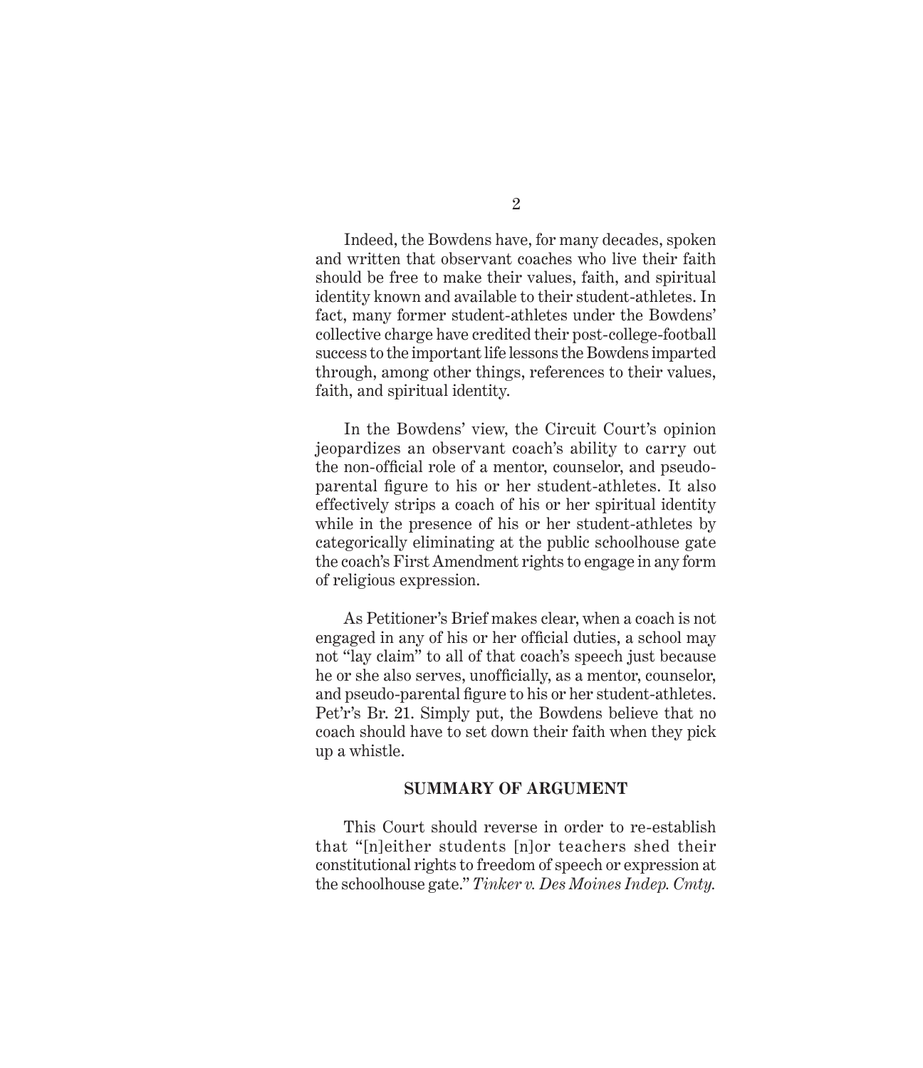Indeed, the Bowdens have, for many decades, spoken and written that observant coaches who live their faith should be free to make their values, faith, and spiritual identity known and available to their student-athletes. In fact, many former student-athletes under the Bowdens' collective charge have credited their post-college-football success to the important life lessons the Bowdens imparted through, among other things, references to their values, faith, and spiritual identity.

In the Bowdens' view, the Circuit Court's opinion jeopardizes an observant coach's ability to carry out the non-official role of a mentor, counselor, and pseudo-parental figure to his or her student-athletes. It also effectively strips a coach of his or her spiritual identity while in the presence of his or her student-athletes by categorically eliminating at the public schoolhouse gate the coach's First Amendment rights to engage in any form of religious expression.

As Petitioner's Brief makes clear, when a coach is not engaged in any of his or her official duties, a school may not "lay claim" to all of that coach's speech just because he or she also serves, unofficially, as a mentor, counselor, and pseudo-parental figure to his or her student-athletes. Pet'r's Br. 21. Simply put, the Bowdens believe that no coach should have to set down their faith when they pick up a whistle.

## SUMMARY OF ARGUMENT

This Court should reverse in order to re-establish that "[n]either students [n]or teachers shed their constitutional rights to freedom of speech or expression at the schoolhouse gate." *Tinker v. Des Moines Indep. Cmty.*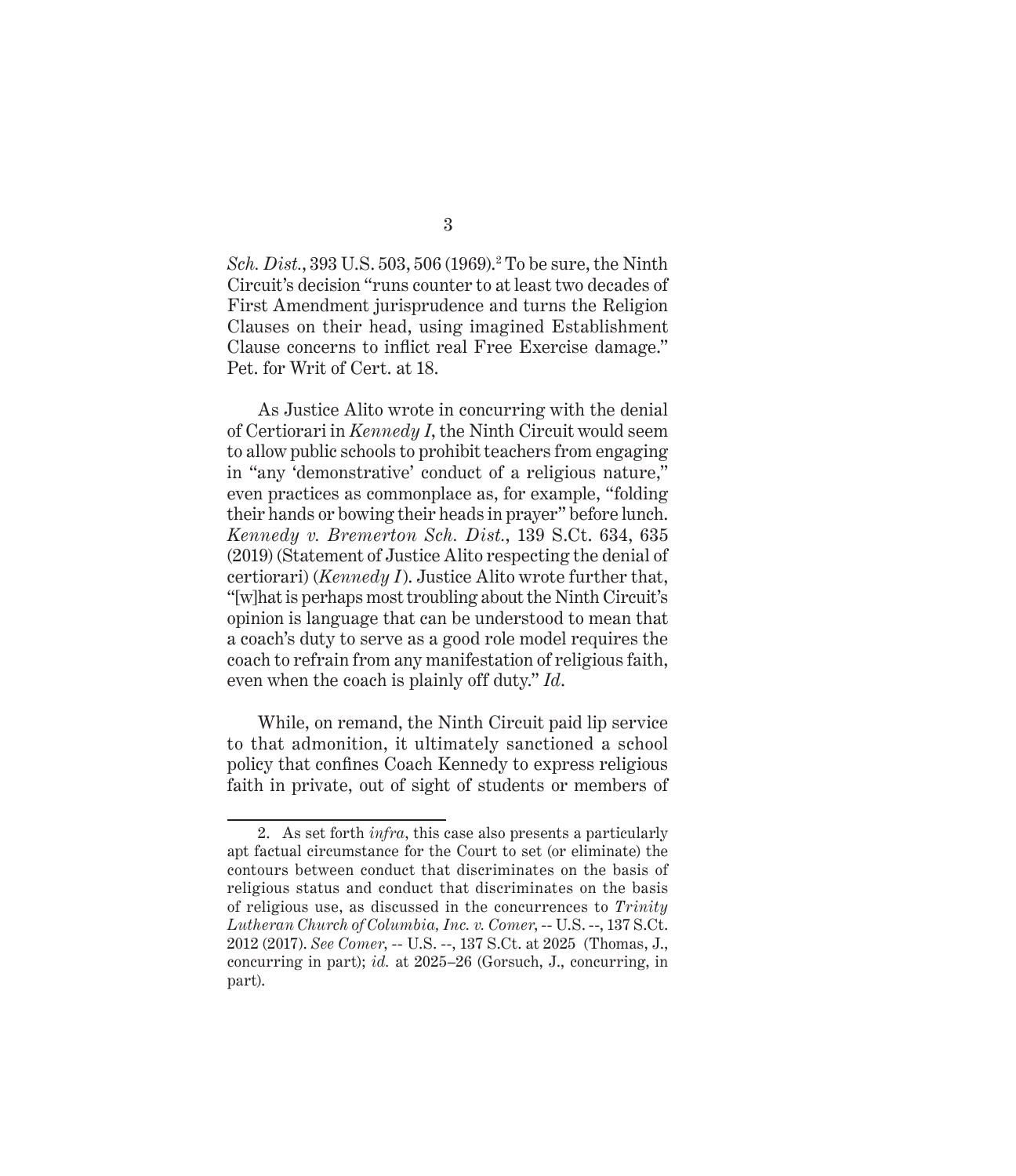*Sch. Dist.*, 393 U.S. 503, 506 (1969).[2] To be sure, the Ninth Circuit's decision "runs counter to at least two decades of First Amendment jurisprudence and turns the Religion Clauses on their head, using imagined Establishment Clause concerns to inflict real Free Exercise damage." Pet. for Writ of Cert. at 18.

As Justice Alito wrote in concurring with the denial of Certiorari in *Kennedy I*, the Ninth Circuit would seem to allow public schools to prohibit teachers from engaging in "any 'demonstrative' conduct of a religious nature," even practices as commonplace as, for example, "folding their hands or bowing their heads in prayer" before lunch. *Kennedy v. Bremerton Sch. Dist.*, 139 S.Ct. 634, 635 (2019) (Statement of Justice Alito respecting the denial of certiorari) (*Kennedy I*). Justice Alito wrote further that, "[w]hat is perhaps most troubling about the Ninth Circuit's opinion is language that can be understood to mean that a coach's duty to serve as a good role model requires the coach to refrain from any manifestation of religious faith, even when the coach is plainly off duty." *Id*.

While, on remand, the Ninth Circuit paid lip service to that admonition, it ultimately sanctioned a school policy that confines Coach Kennedy to express religious faith in private, out of sight of students or members of

---

2. As set forth *infra*, this case also presents a particularly apt factual circumstance for the Court to set (or eliminate) the contours between conduct that discriminates on the basis of religious status and conduct that discriminates on the basis of religious use, as discussed in the concurrences to *Trinity Lutheran Church of Columbia, Inc. v. Comer*, -- U.S. --, 137 S.Ct. 2012 (2017). *See Comer*, -- U.S. --, 137 S.Ct. at 2025 (Thomas, J., concurring in part); *id.* at 2025–26 (Gorsuch, J., concurring, in part).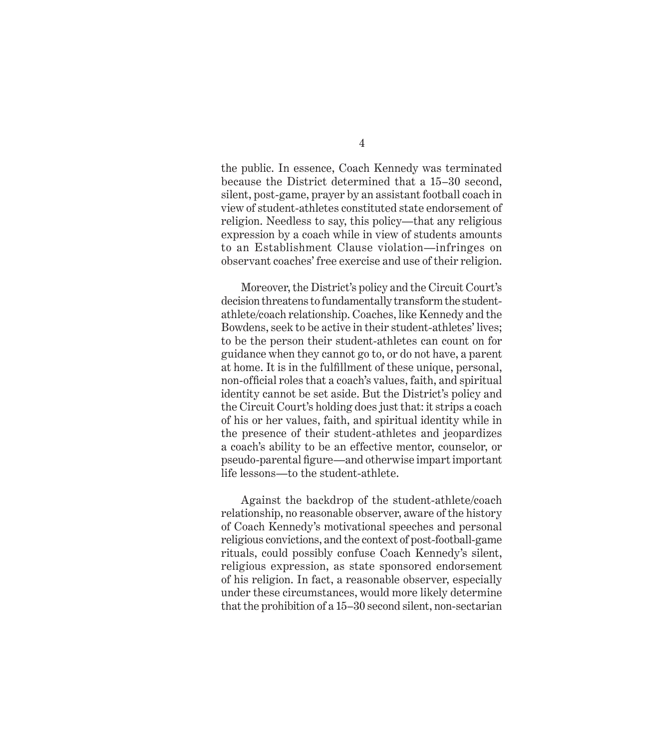the public. In essence, Coach Kennedy was terminated because the District determined that a 15–30 second, silent, post-game, prayer by an assistant football coach in view of student-athletes constituted state endorsement of religion. Needless to say, this policy—that any religious expression by a coach while in view of students amounts to an Establishment Clause violation—infringes on observant coaches' free exercise and use of their religion.

Moreover, the District's policy and the Circuit Court's decision threatens to fundamentally transform the student-athlete/coach relationship. Coaches, like Kennedy and the Bowdens, seek to be active in their student-athletes' lives; to be the person their student-athletes can count on for guidance when they cannot go to, or do not have, a parent at home. It is in the fulfillment of these unique, personal, non-official roles that a coach's values, faith, and spiritual identity cannot be set aside. But the District's policy and the Circuit Court's holding does just that: it strips a coach of his or her values, faith, and spiritual identity while in the presence of their student-athletes and jeopardizes a coach's ability to be an effective mentor, counselor, or pseudo-parental figure—and otherwise impart important life lessons—to the student-athlete.

Against the backdrop of the student-athlete/coach relationship, no reasonable observer, aware of the history of Coach Kennedy's motivational speeches and personal religious convictions, and the context of post-football-game rituals, could possibly confuse Coach Kennedy's silent, religious expression, as state sponsored endorsement of his religion. In fact, a reasonable observer, especially under these circumstances, would more likely determine that the prohibition of a 15–30 second silent, non-sectarian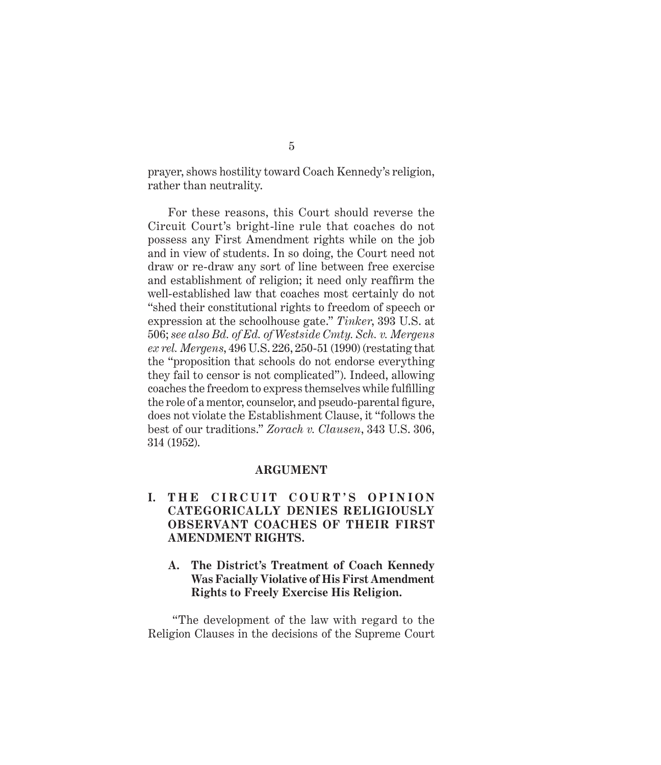prayer, shows hostility toward Coach Kennedy's religion, rather than neutrality.

For these reasons, this Court should reverse the Circuit Court's bright-line rule that coaches do not possess any First Amendment rights while on the job and in view of students. In so doing, the Court need not draw or re-draw any sort of line between free exercise and establishment of religion; it need only reaffirm the well-established law that coaches most certainly do not "shed their constitutional rights to freedom of speech or expression at the schoolhouse gate." *Tinker*, 393 U.S. at 506; *see also Bd. of Ed. of Westside Cmty. Sch. v. Mergens ex rel. Mergens*, 496 U.S. 226, 250-51 (1990) (restating that the "proposition that schools do not endorse everything they fail to censor is not complicated"). Indeed, allowing coaches the freedom to express themselves while fulfilling the role of a mentor, counselor, and pseudo-parental figure, does not violate the Establishment Clause, it "follows the best of our traditions." *Zorach v. Clausen*, 343 U.S. 306, 314 (1952).

## ARGUMENT

### I. THE CIRCUIT COURT'S OPINION CATEGORICALLY DENIES RELIGIOUSLY OBSERVANT COACHES OF THEIR FIRST AMENDMENT RIGHTS.

#### A. The District's Treatment of Coach Kennedy Was Facially Violative of His First Amendment Rights to Freely Exercise His Religion.

"The development of the law with regard to the Religion Clauses in the decisions of the Supreme Court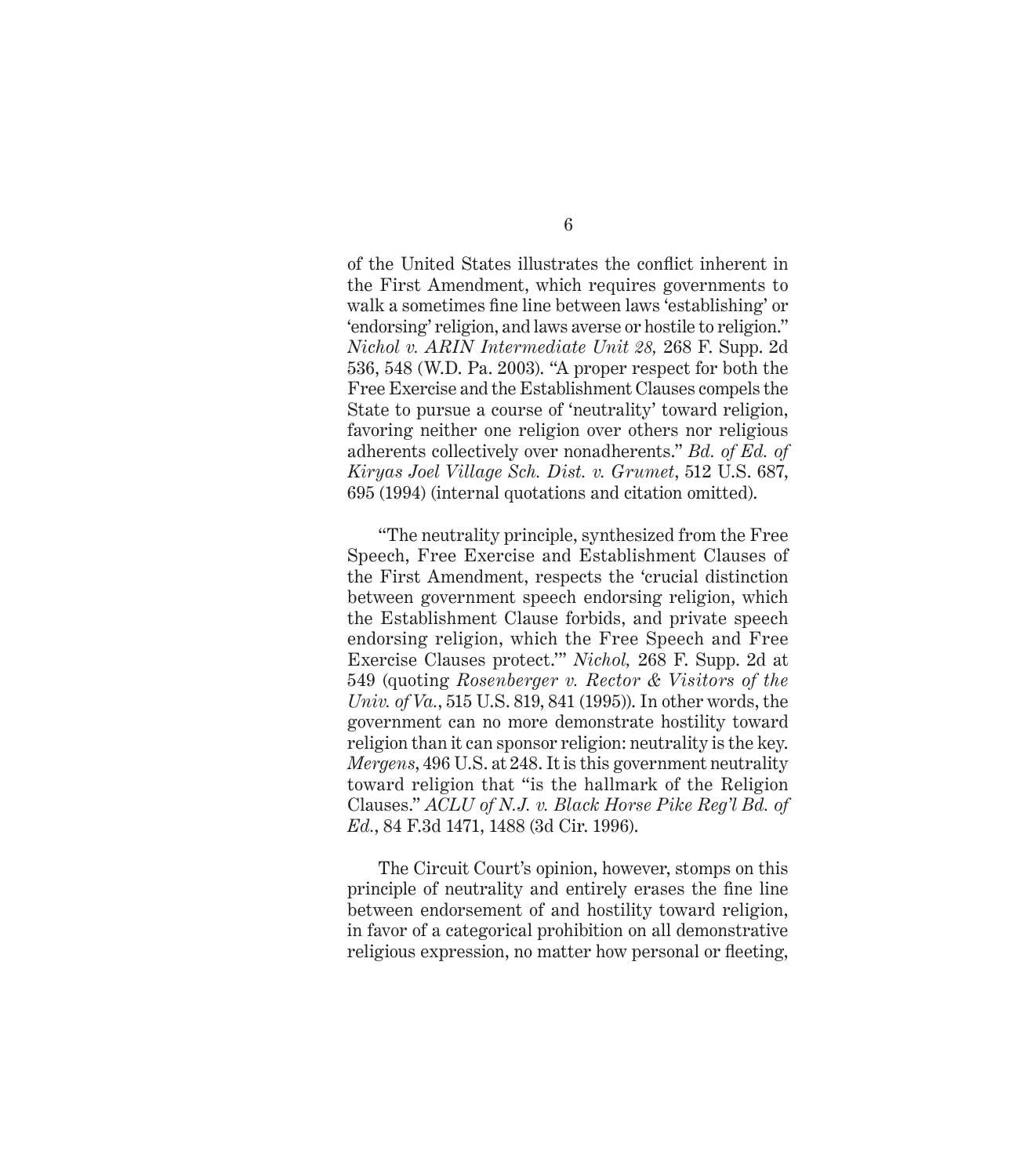of the United States illustrates the conflict inherent in the First Amendment, which requires governments to walk a sometimes fine line between laws 'establishing' or 'endorsing' religion, and laws averse or hostile to religion." *Nichol v. ARIN Intermediate Unit 28,* 268 F. Supp. 2d 536, 548 (W.D. Pa. 2003). "A proper respect for both the Free Exercise and the Establishment Clauses compels the State to pursue a course of 'neutrality' toward religion, favoring neither one religion over others nor religious adherents collectively over nonadherents." *Bd. of Ed. of Kiryas Joel Village Sch. Dist. v. Grumet*, 512 U.S. 687, 695 (1994) (internal quotations and citation omitted).

"The neutrality principle, synthesized from the Free Speech, Free Exercise and Establishment Clauses of the First Amendment, respects the 'crucial distinction between government speech endorsing religion, which the Establishment Clause forbids, and private speech endorsing religion, which the Free Speech and Free Exercise Clauses protect.'" *Nichol,* 268 F. Supp. 2d at 549 (quoting *Rosenberger v. Rector & Visitors of the Univ. of Va.*, 515 U.S. 819, 841 (1995)). In other words, the government can no more demonstrate hostility toward religion than it can sponsor religion: neutrality is the key. *Mergens*, 496 U.S. at 248. It is this government neutrality toward religion that "is the hallmark of the Religion Clauses." *ACLU of N.J. v. Black Horse Pike Reg'l Bd. of Ed.*, 84 F.3d 1471, 1488 (3d Cir. 1996).

The Circuit Court's opinion, however, stomps on this principle of neutrality and entirely erases the fine line between endorsement of and hostility toward religion, in favor of a categorical prohibition on all demonstrative religious expression, no matter how personal or fleeting,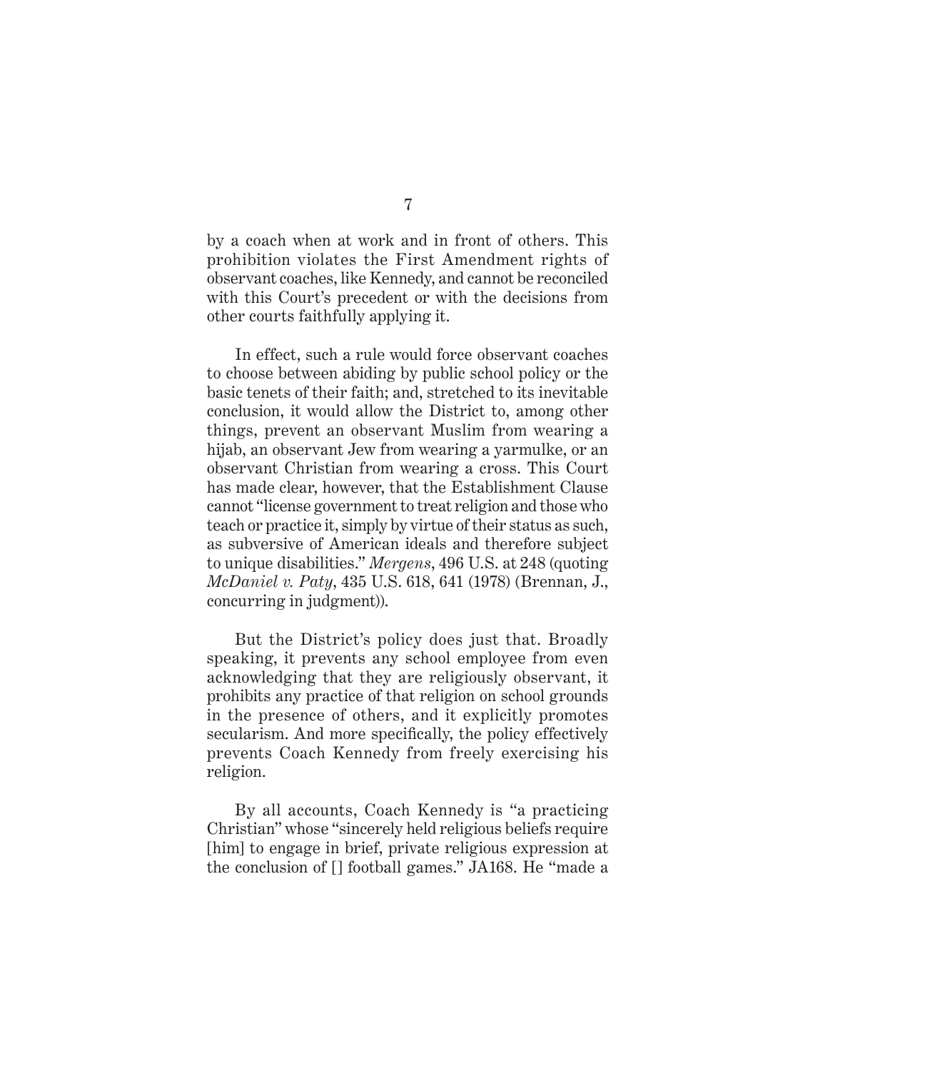by a coach when at work and in front of others. This prohibition violates the First Amendment rights of observant coaches, like Kennedy, and cannot be reconciled with this Court's precedent or with the decisions from other courts faithfully applying it.

In effect, such a rule would force observant coaches to choose between abiding by public school policy or the basic tenets of their faith; and, stretched to its inevitable conclusion, it would allow the District to, among other things, prevent an observant Muslim from wearing a hijab, an observant Jew from wearing a yarmulke, or an observant Christian from wearing a cross. This Court has made clear, however, that the Establishment Clause cannot "license government to treat religion and those who teach or practice it, simply by virtue of their status as such, as subversive of American ideals and therefore subject to unique disabilities." *Mergens*, 496 U.S. at 248 (quoting *McDaniel v. Paty*, 435 U.S. 618, 641 (1978) (Brennan, J., concurring in judgment)).

But the District's policy does just that. Broadly speaking, it prevents any school employee from even acknowledging that they are religiously observant, it prohibits any practice of that religion on school grounds in the presence of others, and it explicitly promotes secularism. And more specifically, the policy effectively prevents Coach Kennedy from freely exercising his religion.

By all accounts, Coach Kennedy is "a practicing Christian" whose "sincerely held religious beliefs require [him] to engage in brief, private religious expression at the conclusion of [] football games." JA168. He "made a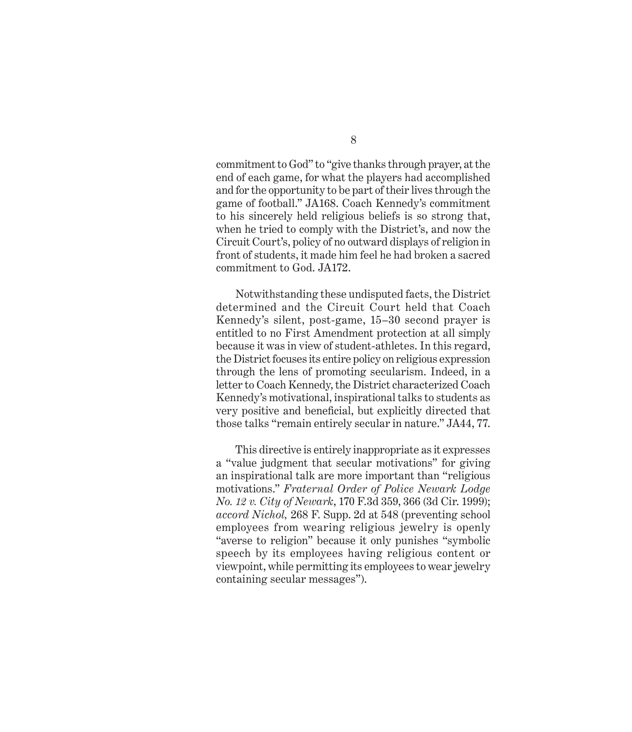commitment to God" to "give thanks through prayer, at the end of each game, for what the players had accomplished and for the opportunity to be part of their lives through the game of football." JA168. Coach Kennedy's commitment to his sincerely held religious beliefs is so strong that, when he tried to comply with the District's, and now the Circuit Court's, policy of no outward displays of religion in front of students, it made him feel he had broken a sacred commitment to God. JA172.

Notwithstanding these undisputed facts, the District determined and the Circuit Court held that Coach Kennedy's silent, post-game, 15–30 second prayer is entitled to no First Amendment protection at all simply because it was in view of student-athletes. In this regard, the District focuses its entire policy on religious expression through the lens of promoting secularism. Indeed, in a letter to Coach Kennedy, the District characterized Coach Kennedy's motivational, inspirational talks to students as very positive and beneficial, but explicitly directed that those talks "remain entirely secular in nature." JA44, 77.

This directive is entirely inappropriate as it expresses a "value judgment that secular motivations" for giving an inspirational talk are more important than "religious motivations." *Fraternal Order of Police Newark Lodge No. 12 v. City of Newark*, 170 F.3d 359, 366 (3d Cir. 1999); *accord Nichol,* 268 F. Supp. 2d at 548 (preventing school employees from wearing religious jewelry is openly "averse to religion" because it only punishes "symbolic speech by its employees having religious content or viewpoint, while permitting its employees to wear jewelry containing secular messages").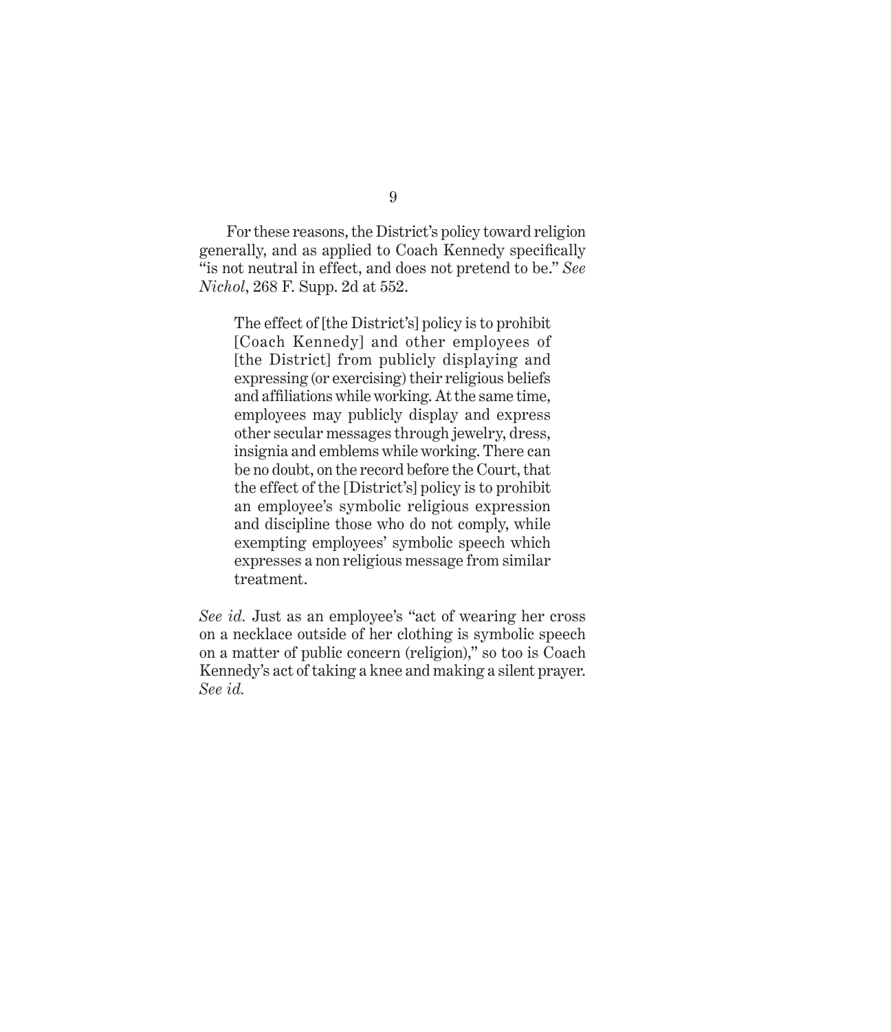For these reasons, the District's policy toward religion generally, and as applied to Coach Kennedy specifically "is not neutral in effect, and does not pretend to be." *See Nichol*, 268 F. Supp. 2d at 552.

> The effect of [the District's] policy is to prohibit [Coach Kennedy] and other employees of [the District] from publicly displaying and expressing (or exercising) their religious beliefs and affiliations while working. At the same time, employees may publicly display and express other secular messages through jewelry, dress, insignia and emblems while working. There can be no doubt, on the record before the Court, that the effect of the [District's] policy is to prohibit an employee's symbolic religious expression and discipline those who do not comply, while exempting employees' symbolic speech which expresses a non religious message from similar treatment.

*See id.* Just as an employee's "act of wearing her cross on a necklace outside of her clothing is symbolic speech on a matter of public concern (religion)," so too is Coach Kennedy's act of taking a knee and making a silent prayer. *See id.*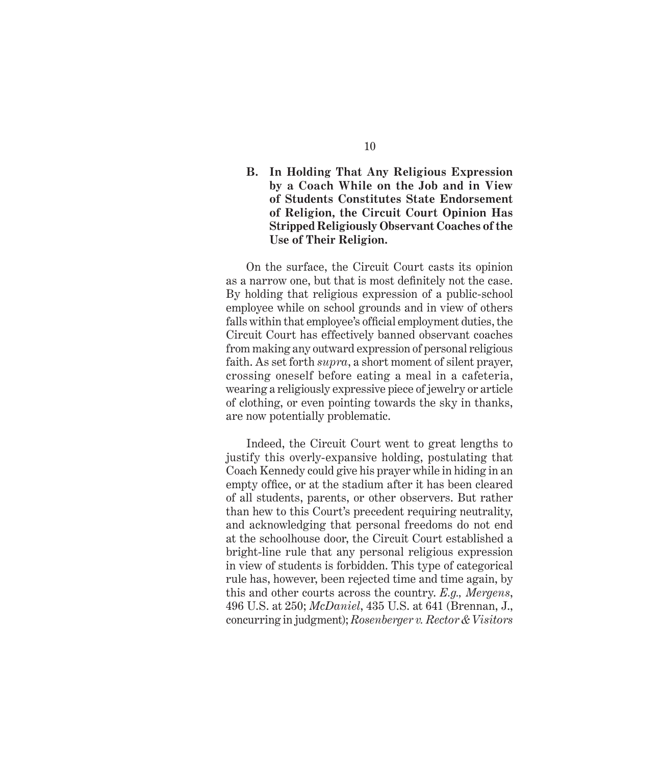### B. In Holding That Any Religious Expression by a Coach While on the Job and in View of Students Constitutes State Endorsement of Religion, the Circuit Court Opinion Has Stripped Religiously Observant Coaches of the Use of Their Religion.

On the surface, the Circuit Court casts its opinion as a narrow one, but that is most definitely not the case. By holding that religious expression of a public-school employee while on school grounds and in view of others falls within that employee's official employment duties, the Circuit Court has effectively banned observant coaches from making any outward expression of personal religious faith. As set forth *supra*, a short moment of silent prayer, crossing oneself before eating a meal in a cafeteria, wearing a religiously expressive piece of jewelry or article of clothing, or even pointing towards the sky in thanks, are now potentially problematic.

Indeed, the Circuit Court went to great lengths to justify this overly-expansive holding, postulating that Coach Kennedy could give his prayer while in hiding in an empty office, or at the stadium after it has been cleared of all students, parents, or other observers. But rather than hew to this Court's precedent requiring neutrality, and acknowledging that personal freedoms do not end at the schoolhouse door, the Circuit Court established a bright-line rule that any personal religious expression in view of students is forbidden. This type of categorical rule has, however, been rejected time and time again, by this and other courts across the country. *E.g., Mergens*, 496 U.S. at 250; *McDaniel*, 435 U.S. at 641 (Brennan, J., concurring in judgment); *Rosenberger v. Rector & Visitors*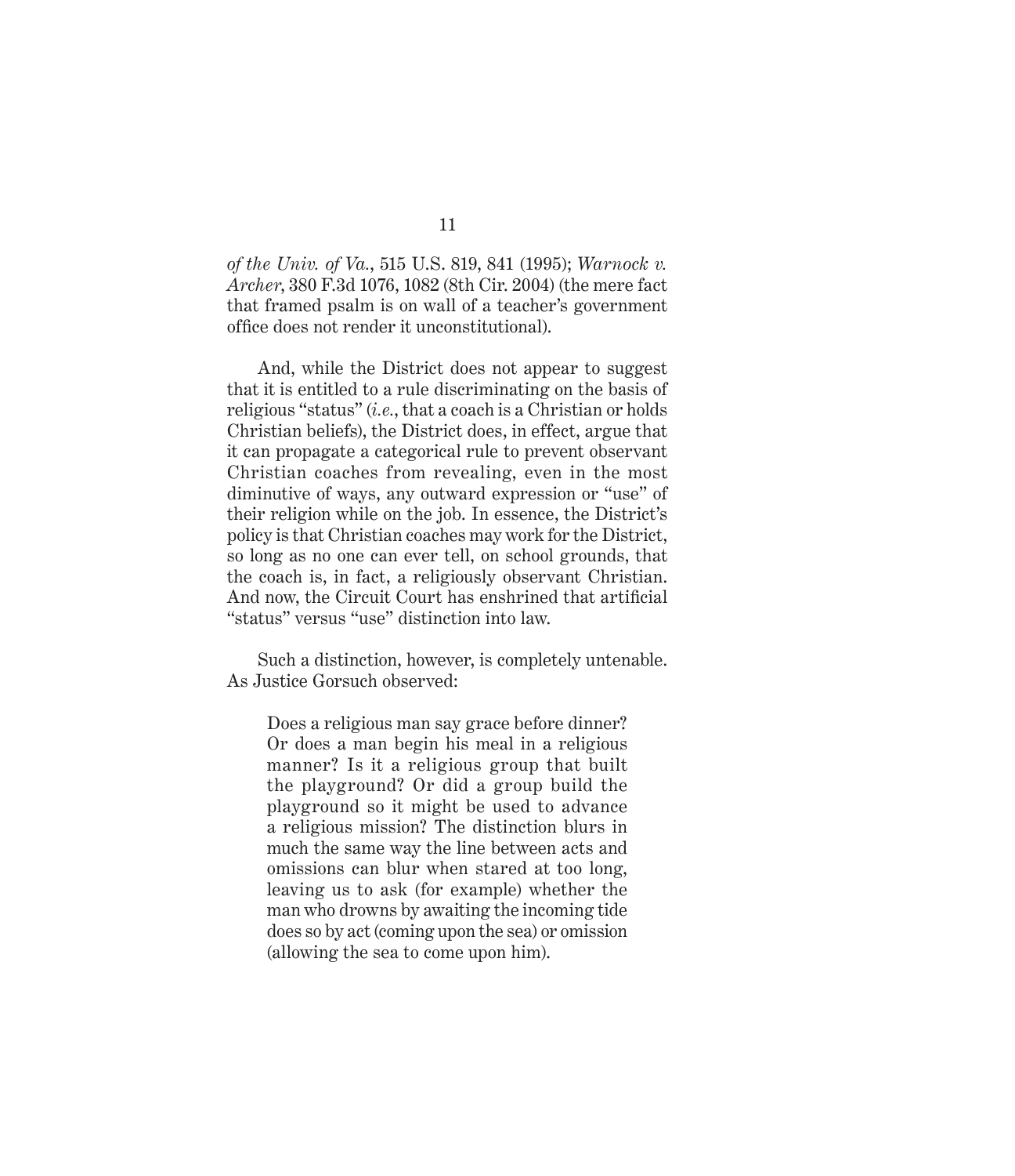*of the Univ. of Va.*, 515 U.S. 819, 841 (1995); *Warnock v. Archer*, 380 F.3d 1076, 1082 (8th Cir. 2004) (the mere fact that framed psalm is on wall of a teacher's government office does not render it unconstitutional).

And, while the District does not appear to suggest that it is entitled to a rule discriminating on the basis of religious "status" (*i.e.*, that a coach is a Christian or holds Christian beliefs), the District does, in effect, argue that it can propagate a categorical rule to prevent observant Christian coaches from revealing, even in the most diminutive of ways, any outward expression or "use" of their religion while on the job. In essence, the District's policy is that Christian coaches may work for the District, so long as no one can ever tell, on school grounds, that the coach is, in fact, a religiously observant Christian. And now, the Circuit Court has enshrined that artificial "status" versus "use" distinction into law.

Such a distinction, however, is completely untenable. As Justice Gorsuch observed:

> Does a religious man say grace before dinner? Or does a man begin his meal in a religious manner? Is it a religious group that built the playground? Or did a group build the playground so it might be used to advance a religious mission? The distinction blurs in much the same way the line between acts and omissions can blur when stared at too long, leaving us to ask (for example) whether the man who drowns by awaiting the incoming tide does so by act (coming upon the sea) or omission (allowing the sea to come upon him).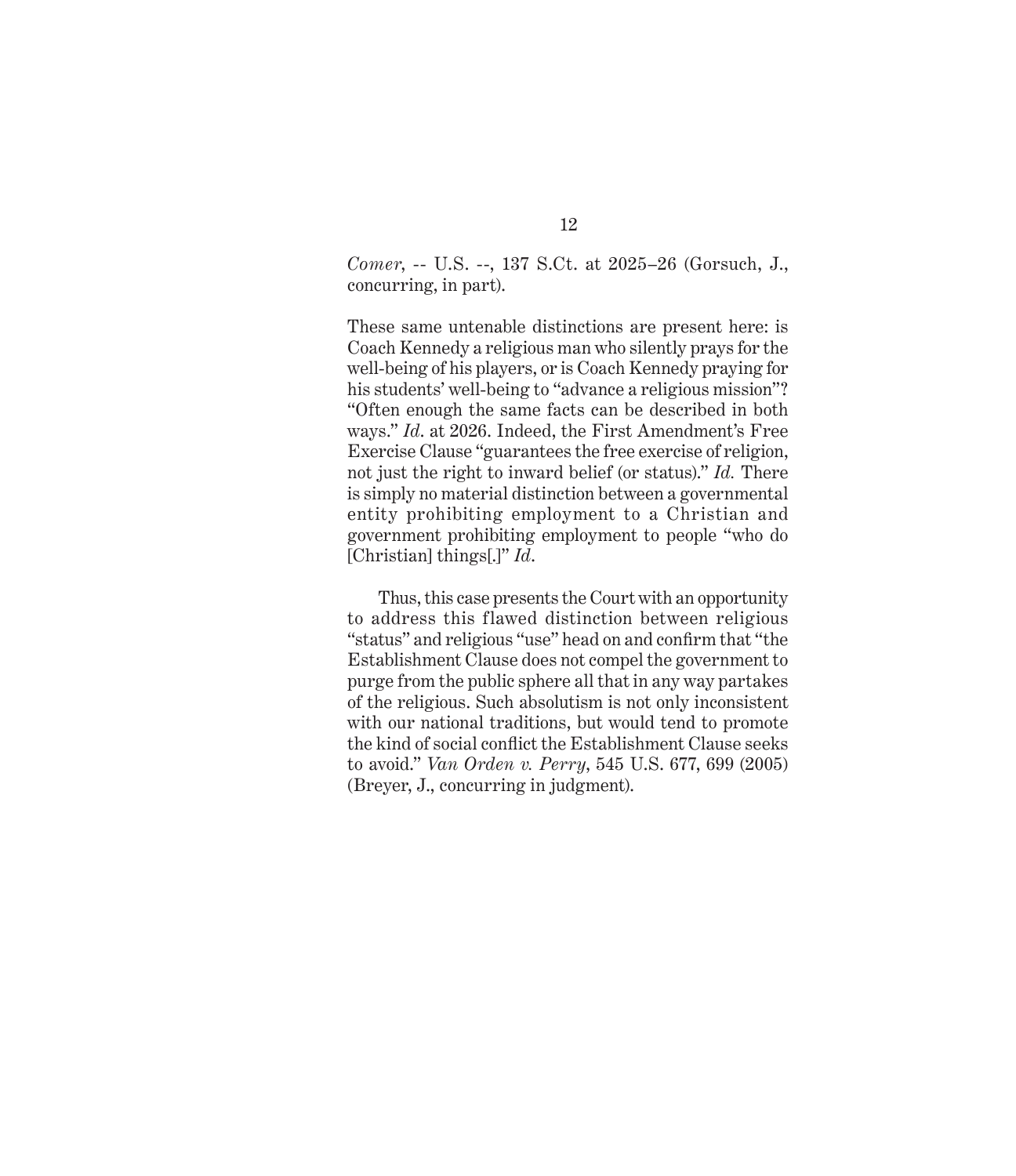*Comer*, -- U.S. --, 137 S.Ct. at 2025–26 (Gorsuch, J., concurring, in part).

These same untenable distinctions are present here: is Coach Kennedy a religious man who silently prays for the well-being of his players, or is Coach Kennedy praying for his students' well-being to "advance a religious mission"? "Often enough the same facts can be described in both ways." *Id.* at 2026. Indeed, the First Amendment's Free Exercise Clause "guarantees the free exercise of religion, not just the right to inward belief (or status)." *Id.* There is simply no material distinction between a governmental entity prohibiting employment to a Christian and government prohibiting employment to people "who do [Christian] things[.]" *Id.*

Thus, this case presents the Court with an opportunity to address this flawed distinction between religious "status" and religious "use" head on and confirm that "the Establishment Clause does not compel the government to purge from the public sphere all that in any way partakes of the religious. Such absolutism is not only inconsistent with our national traditions, but would tend to promote the kind of social conflict the Establishment Clause seeks to avoid." *Van Orden v. Perry*, 545 U.S. 677, 699 (2005) (Breyer, J., concurring in judgment).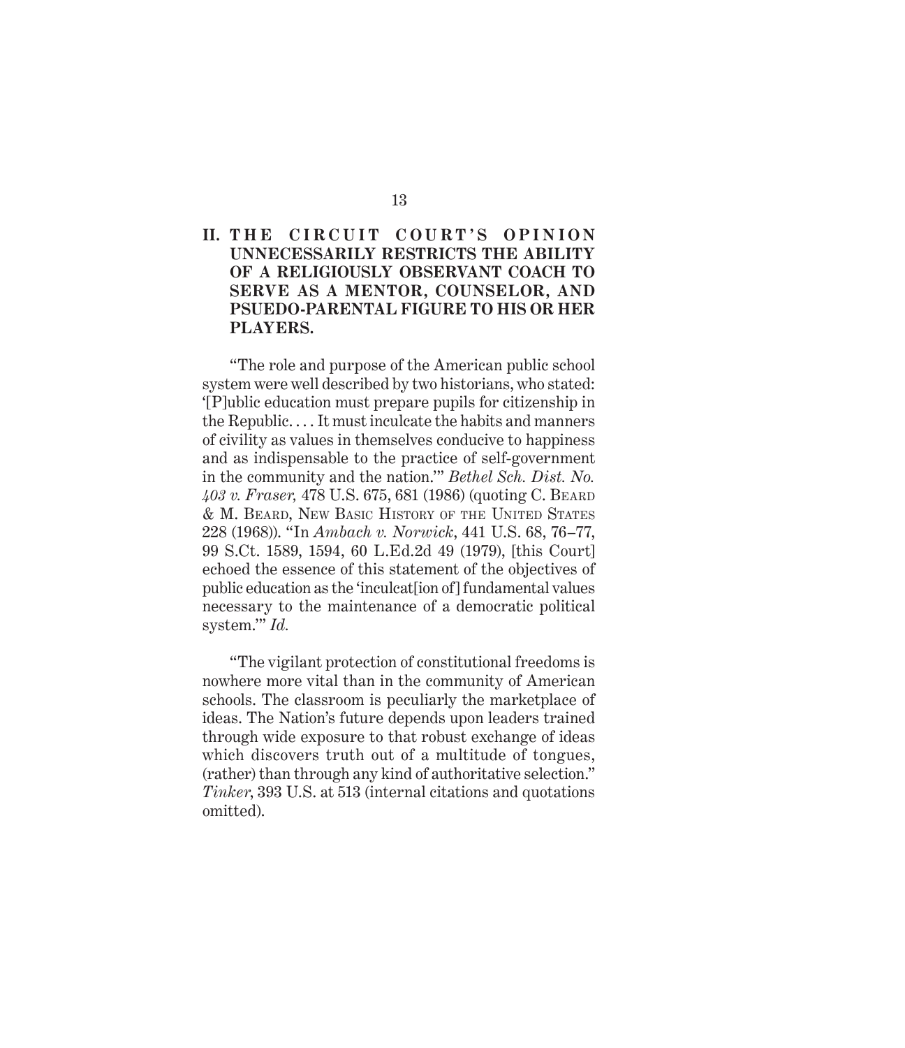## II. THE CIRCUIT COURT'S OPINION UNNECESSARILY RESTRICTS THE ABILITY OF A RELIGIOUSLY OBSERVANT COACH TO SERVE AS A MENTOR, COUNSELOR, AND PSUEDO-PARENTAL FIGURE TO HIS OR HER PLAYERS.

"The role and purpose of the American public school system were well described by two historians, who stated: '[P]ublic education must prepare pupils for citizenship in the Republic. . . . It must inculcate the habits and manners of civility as values in themselves conducive to happiness and as indispensable to the practice of self-government in the community and the nation.'" *Bethel Sch. Dist. No. 403 v. Fraser,* 478 U.S. 675, 681 (1986) (quoting C. Beard & M. Beard, New Basic History of the United States 228 (1968)). "In *Ambach v. Norwick*, 441 U.S. 68, 76–77, 99 S.Ct. 1589, 1594, 60 L.Ed.2d 49 (1979), [this Court] echoed the essence of this statement of the objectives of public education as the 'inculcat[ion of] fundamental values necessary to the maintenance of a democratic political system.'" *Id.*

"The vigilant protection of constitutional freedoms is nowhere more vital than in the community of American schools. The classroom is peculiarly the marketplace of ideas. The Nation's future depends upon leaders trained through wide exposure to that robust exchange of ideas which discovers truth out of a multitude of tongues, (rather) than through any kind of authoritative selection." *Tinker*, 393 U.S. at 513 (internal citations and quotations omitted).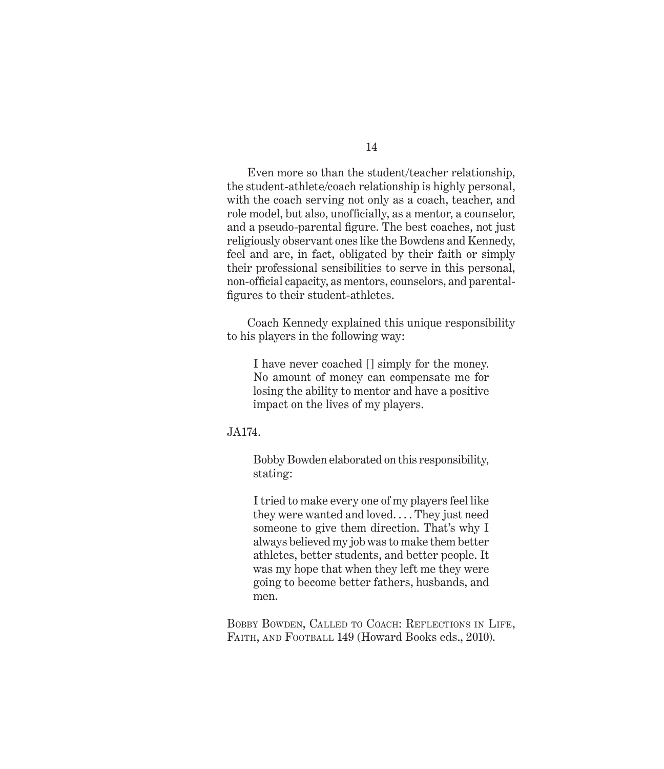Even more so than the student/teacher relationship, the student-athlete/coach relationship is highly personal, with the coach serving not only as a coach, teacher, and role model, but also, unofficially, as a mentor, a counselor, and a pseudo-parental figure. The best coaches, not just religiously observant ones like the Bowdens and Kennedy, feel and are, in fact, obligated by their faith or simply their professional sensibilities to serve in this personal, non-official capacity, as mentors, counselors, and parental-figures to their student-athletes.

Coach Kennedy explained this unique responsibility to his players in the following way:

> I have never coached [] simply for the money. No amount of money can compensate me for losing the ability to mentor and have a positive impact on the lives of my players.

JA174.

> Bobby Bowden elaborated on this responsibility, stating:
>
> I tried to make every one of my players feel like they were wanted and loved. . . . They just need someone to give them direction. That's why I always believed my job was to make them better athletes, better students, and better people. It was my hope that when they left me they were going to become better fathers, husbands, and men.

Bobby Bowden, Called to Coach: Reflections in Life, Faith, and Football 149 (Howard Books eds., 2010).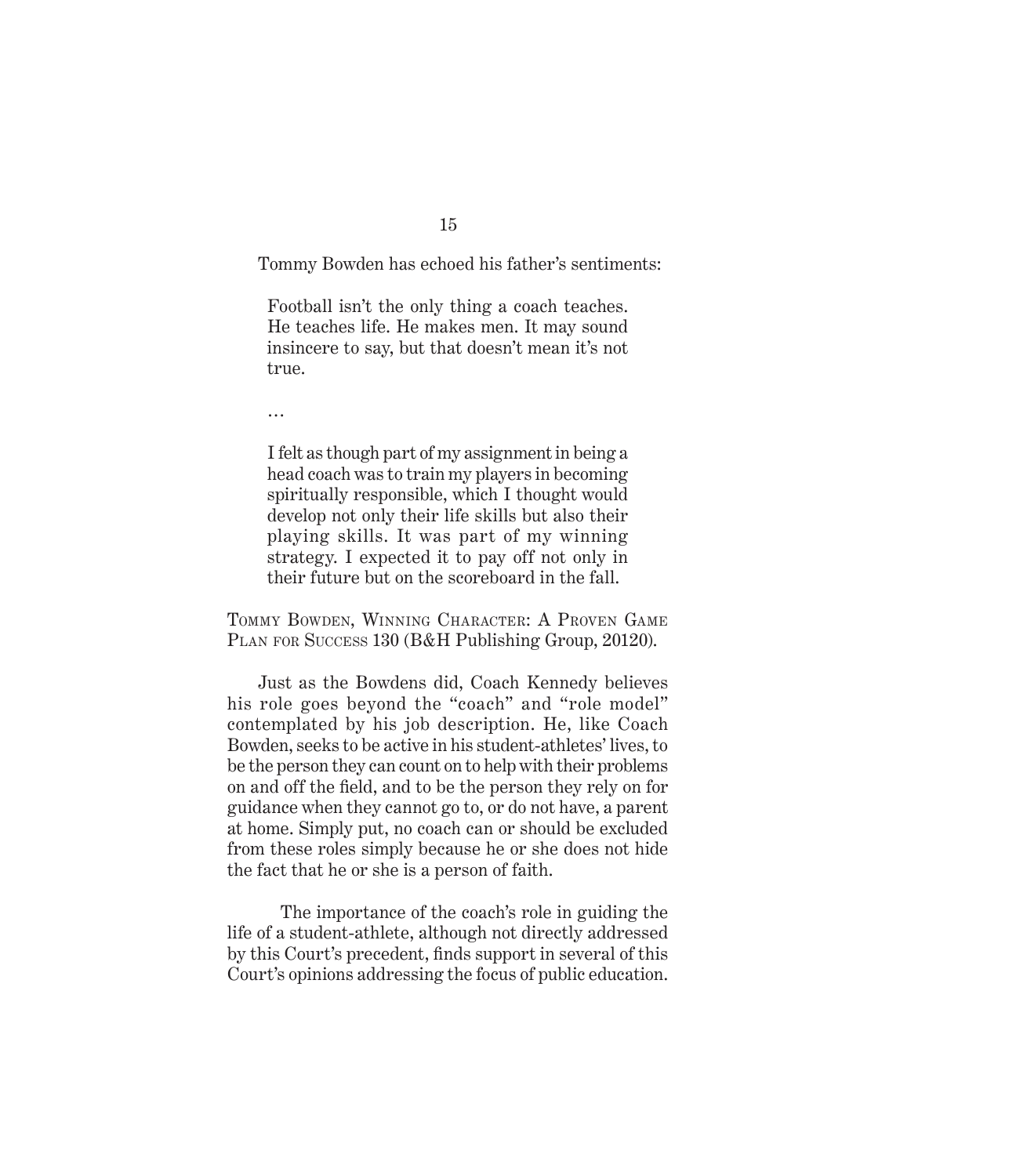Tommy Bowden has echoed his father's sentiments:

> Football isn't the only thing a coach teaches. He teaches life. He makes men. It may sound insincere to say, but that doesn't mean it's not true.
>
> …
>
> I felt as though part of my assignment in being a head coach was to train my players in becoming spiritually responsible, which I thought would develop not only their life skills but also their playing skills. It was part of my winning strategy. I expected it to pay off not only in their future but on the scoreboard in the fall.

Tommy Bowden, Winning Character: A Proven Game Plan for Success 130 (B&H Publishing Group, 20120).

Just as the Bowdens did, Coach Kennedy believes his role goes beyond the "coach" and "role model" contemplated by his job description. He, like Coach Bowden, seeks to be active in his student-athletes' lives, to be the person they can count on to help with their problems on and off the field, and to be the person they rely on for guidance when they cannot go to, or do not have, a parent at home. Simply put, no coach can or should be excluded from these roles simply because he or she does not hide the fact that he or she is a person of faith.

The importance of the coach's role in guiding the life of a student-athlete, although not directly addressed by this Court's precedent, finds support in several of this Court's opinions addressing the focus of public education.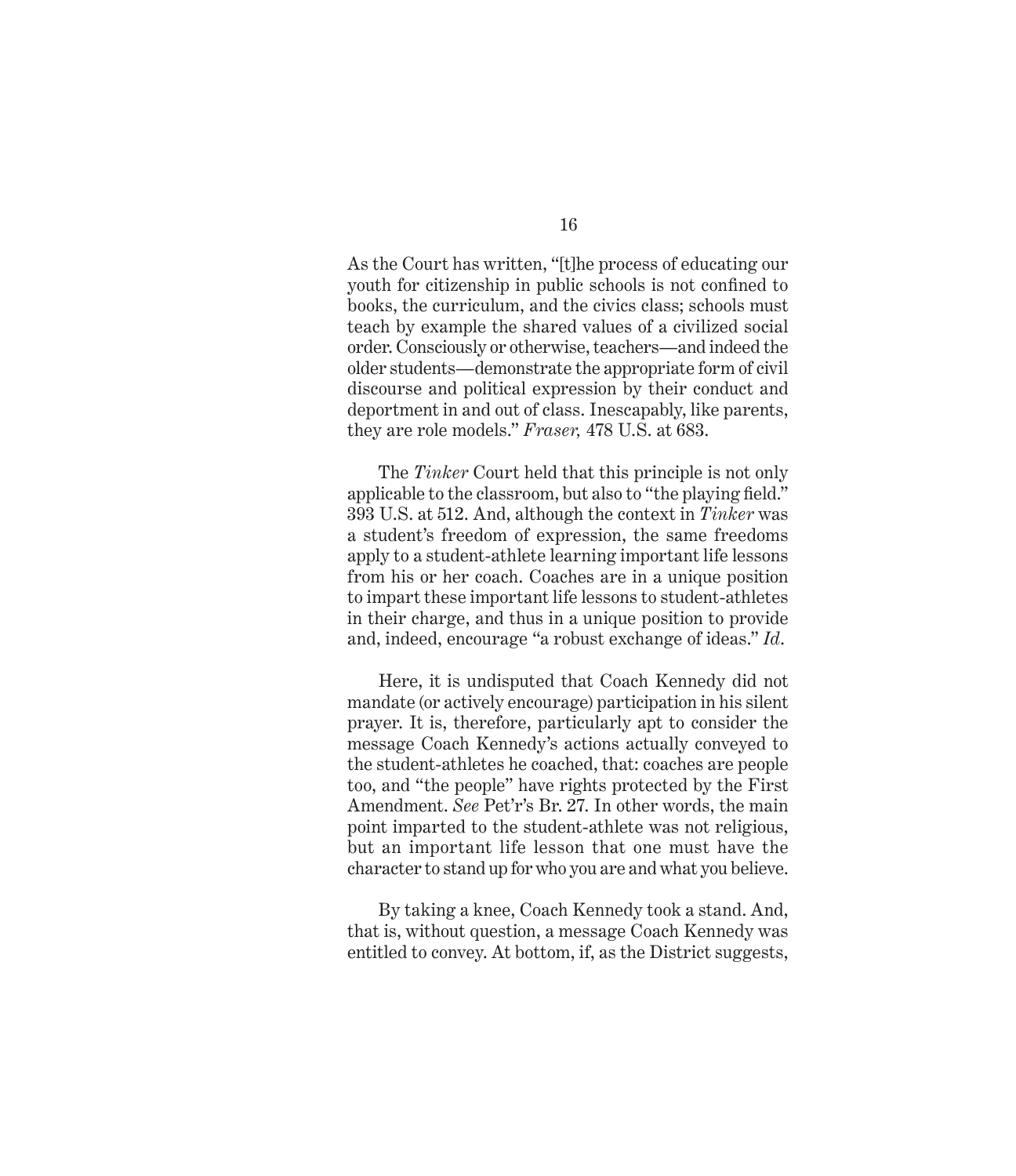As the Court has written, "[t]he process of educating our youth for citizenship in public schools is not confined to books, the curriculum, and the civics class; schools must teach by example the shared values of a civilized social order. Consciously or otherwise, teachers—and indeed the older students—demonstrate the appropriate form of civil discourse and political expression by their conduct and deportment in and out of class. Inescapably, like parents, they are role models." *Fraser,* 478 U.S. at 683.

The *Tinker* Court held that this principle is not only applicable to the classroom, but also to "the playing field." 393 U.S. at 512. And, although the context in *Tinker* was a student's freedom of expression, the same freedoms apply to a student-athlete learning important life lessons from his or her coach. Coaches are in a unique position to impart these important life lessons to student-athletes in their charge, and thus in a unique position to provide and, indeed, encourage "a robust exchange of ideas." *Id*.

Here, it is undisputed that Coach Kennedy did not mandate (or actively encourage) participation in his silent prayer. It is, therefore, particularly apt to consider the message Coach Kennedy's actions actually conveyed to the student-athletes he coached, that: coaches are people too, and "the people" have rights protected by the First Amendment. *See* Pet'r's Br. 27. In other words, the main point imparted to the student-athlete was not religious, but an important life lesson that one must have the character to stand up for who you are and what you believe.

By taking a knee, Coach Kennedy took a stand. And, that is, without question, a message Coach Kennedy was entitled to convey. At bottom, if, as the District suggests,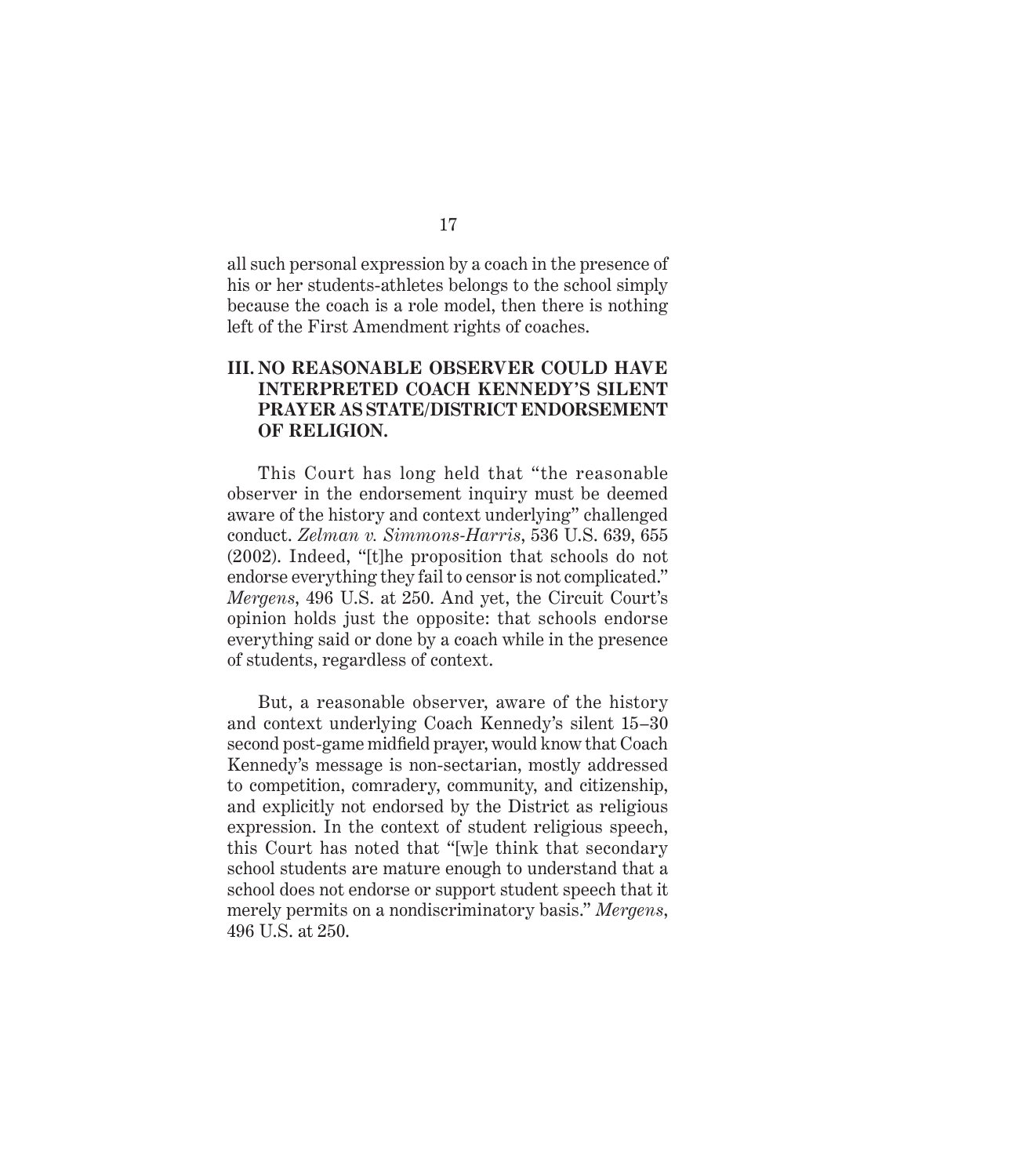all such personal expression by a coach in the presence of his or her students-athletes belongs to the school simply because the coach is a role model, then there is nothing left of the First Amendment rights of coaches.

## III. NO REASONABLE OBSERVER COULD HAVE INTERPRETED COACH KENNEDY'S SILENT PRAYER AS STATE/DISTRICT ENDORSEMENT OF RELIGION.

This Court has long held that "the reasonable observer in the endorsement inquiry must be deemed aware of the history and context underlying" challenged conduct. *Zelman v. Simmons-Harris*, 536 U.S. 639, 655 (2002). Indeed, "[t]he proposition that schools do not endorse everything they fail to censor is not complicated." *Mergens*, 496 U.S. at 250. And yet, the Circuit Court's opinion holds just the opposite: that schools endorse everything said or done by a coach while in the presence of students, regardless of context.

But, a reasonable observer, aware of the history and context underlying Coach Kennedy's silent 15–30 second post-game midfield prayer, would know that Coach Kennedy's message is non-sectarian, mostly addressed to competition, comradery, community, and citizenship, and explicitly not endorsed by the District as religious expression. In the context of student religious speech, this Court has noted that "[w]e think that secondary school students are mature enough to understand that a school does not endorse or support student speech that it merely permits on a nondiscriminatory basis." *Mergens*, 496 U.S. at 250.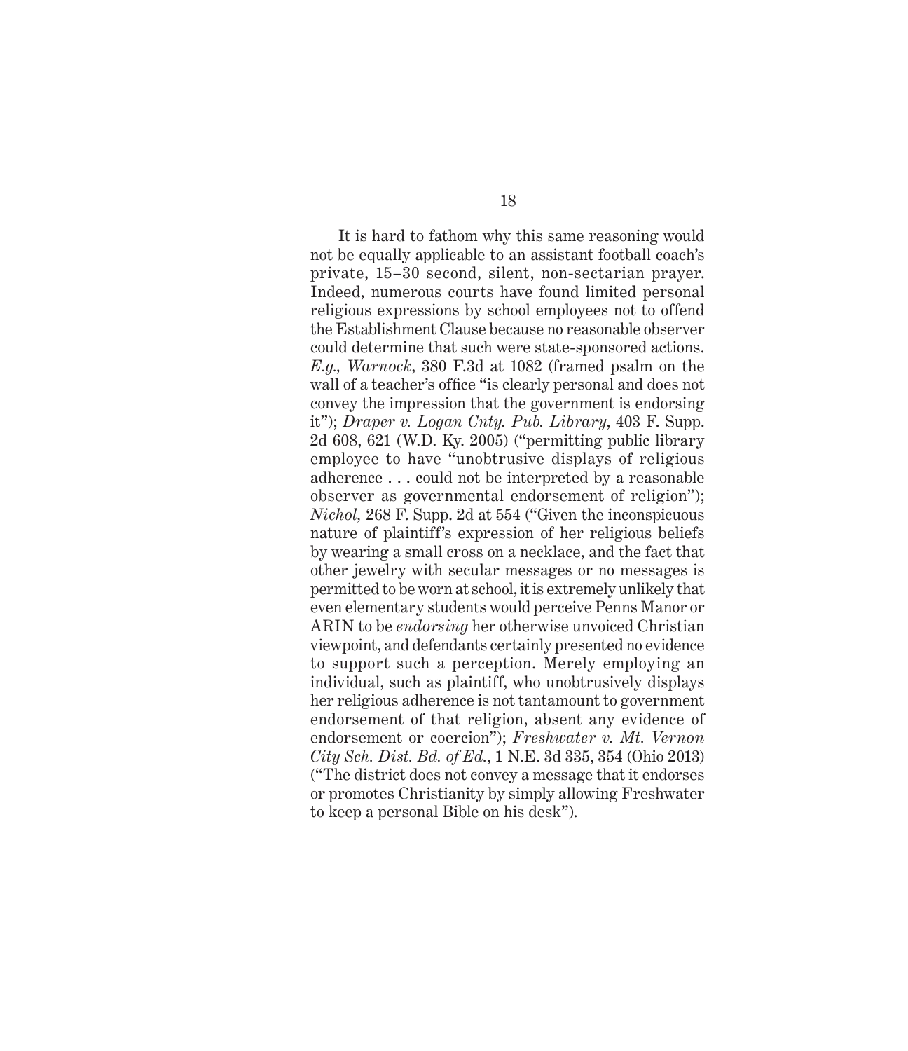It is hard to fathom why this same reasoning would not be equally applicable to an assistant football coach's private, 15–30 second, silent, non-sectarian prayer. Indeed, numerous courts have found limited personal religious expressions by school employees not to offend the Establishment Clause because no reasonable observer could determine that such were state-sponsored actions. *E.g., Warnock*, 380 F.3d at 1082 (framed psalm on the wall of a teacher's office "is clearly personal and does not convey the impression that the government is endorsing it"); *Draper v. Logan Cnty. Pub. Library*, 403 F. Supp. 2d 608, 621 (W.D. Ky. 2005) ("permitting public library employee to have "unobtrusive displays of religious adherence . . . could not be interpreted by a reasonable observer as governmental endorsement of religion"); *Nichol,* 268 F. Supp. 2d at 554 ("Given the inconspicuous nature of plaintiff's expression of her religious beliefs by wearing a small cross on a necklace, and the fact that other jewelry with secular messages or no messages is permitted to be worn at school, it is extremely unlikely that even elementary students would perceive Penns Manor or ARIN to be *endorsing* her otherwise unvoiced Christian viewpoint, and defendants certainly presented no evidence to support such a perception. Merely employing an individual, such as plaintiff, who unobtrusively displays her religious adherence is not tantamount to government endorsement of that religion, absent any evidence of endorsement or coercion"); *Freshwater v. Mt. Vernon City Sch. Dist. Bd. of Ed.*, 1 N.E. 3d 335, 354 (Ohio 2013) ("The district does not convey a message that it endorses or promotes Christianity by simply allowing Freshwater to keep a personal Bible on his desk").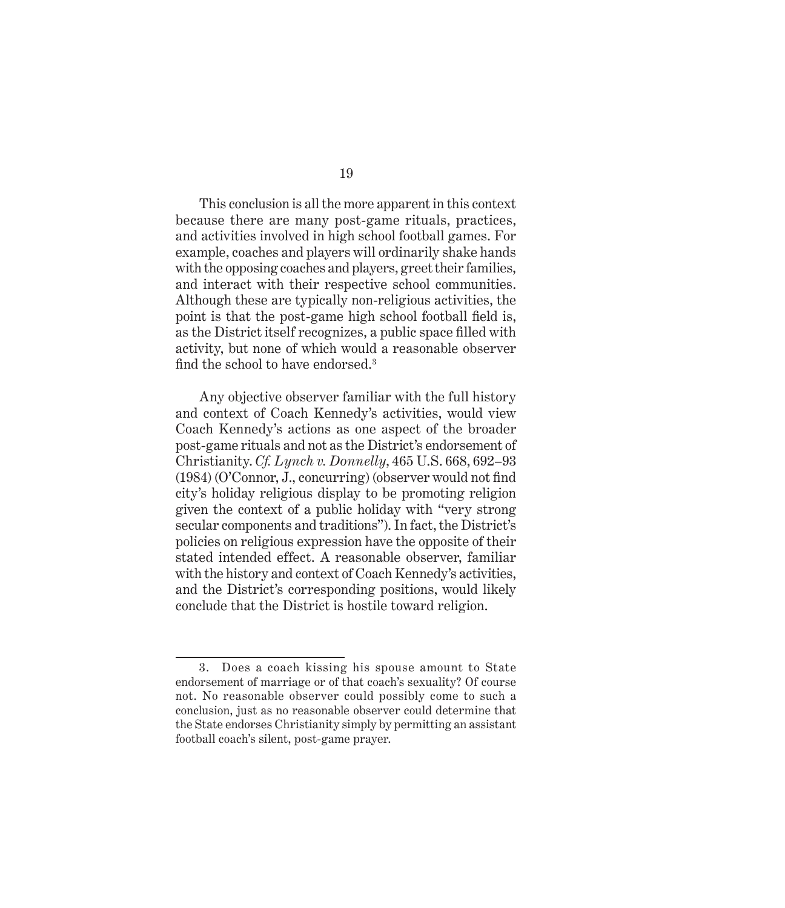This conclusion is all the more apparent in this context because there are many post-game rituals, practices, and activities involved in high school football games. For example, coaches and players will ordinarily shake hands with the opposing coaches and players, greet their families, and interact with their respective school communities. Although these are typically non-religious activities, the point is that the post-game high school football field is, as the District itself recognizes, a public space filled with activity, but none of which would a reasonable observer find the school to have endorsed.[3]

Any objective observer familiar with the full history and context of Coach Kennedy's activities, would view Coach Kennedy's actions as one aspect of the broader post-game rituals and not as the District's endorsement of Christianity. *Cf. Lynch v. Donnelly*, 465 U.S. 668, 692–93 (1984) (O'Connor, J., concurring) (observer would not find city's holiday religious display to be promoting religion given the context of a public holiday with "very strong secular components and traditions"). In fact, the District's policies on religious expression have the opposite of their stated intended effect. A reasonable observer, familiar with the history and context of Coach Kennedy's activities, and the District's corresponding positions, would likely conclude that the District is hostile toward religion.

---

3. Does a coach kissing his spouse amount to State endorsement of marriage or of that coach's sexuality? Of course not. No reasonable observer could possibly come to such a conclusion, just as no reasonable observer could determine that the State endorses Christianity simply by permitting an assistant football coach's silent, post-game prayer.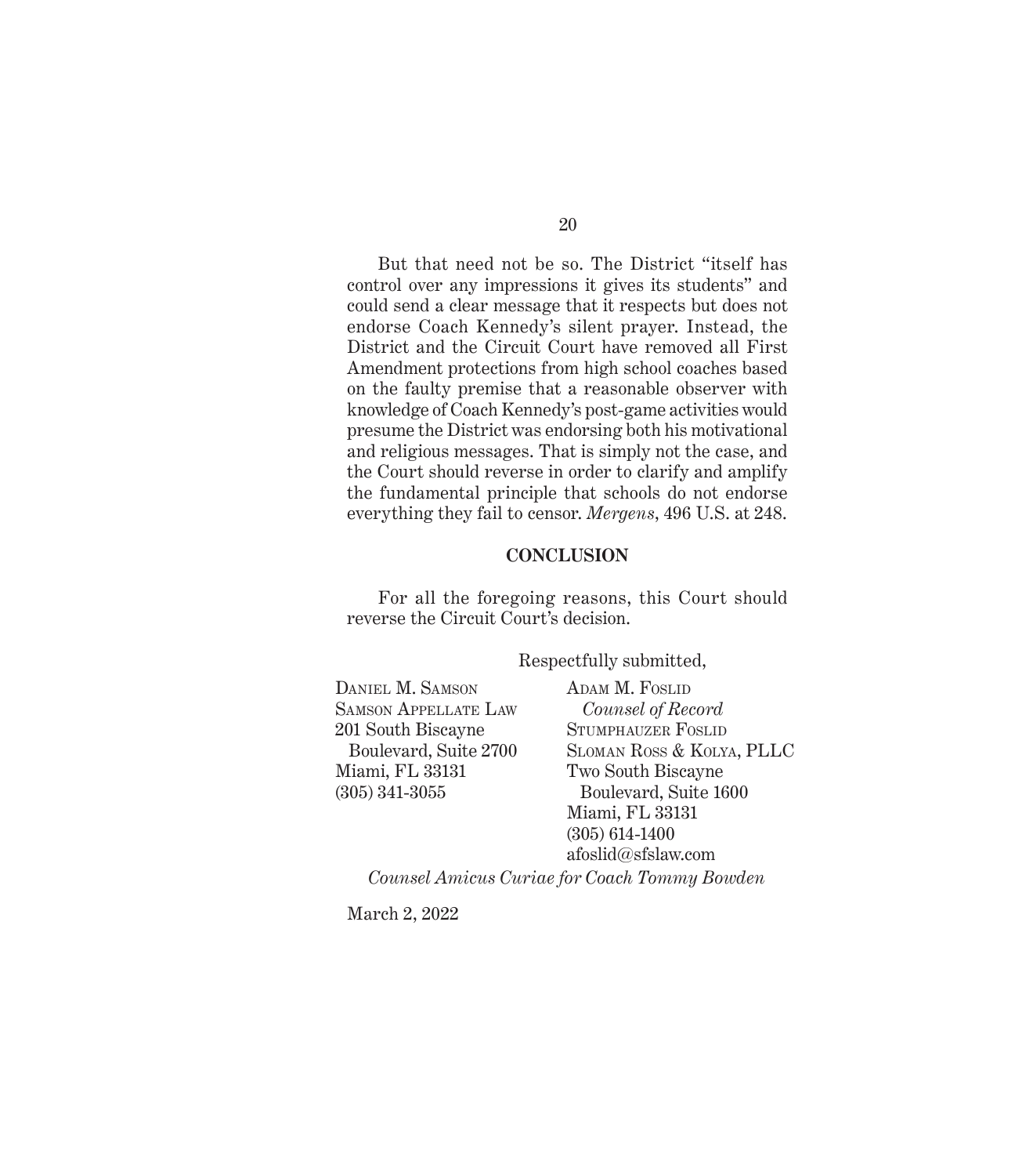But that need not be so. The District "itself has control over any impressions it gives its students" and could send a clear message that it respects but does not endorse Coach Kennedy's silent prayer. Instead, the District and the Circuit Court have removed all First Amendment protections from high school coaches based on the faulty premise that a reasonable observer with knowledge of Coach Kennedy's post-game activities would presume the District was endorsing both his motivational and religious messages. That is simply not the case, and the Court should reverse in order to clarify and amplify the fundamental principle that schools do not endorse everything they fail to censor. *Mergens*, 496 U.S. at 248.

## CONCLUSION

For all the foregoing reasons, this Court should reverse the Circuit Court's decision.

Respectfully submitted,

DANIEL M. SAMSON
SAMSON APPELLATE LAW
201 South Biscayne
Boulevard, Suite 2700
Miami, FL 33131
(305) 341-3055

ADAM M. FOSLID
*Counsel of Record*
STUMPHAUZER FOSLID
SLOMAN ROSS & KOLYA, PLLC
Two South Biscayne
Boulevard, Suite 1600
Miami, FL 33131
(305) 614-1400
afoslid@sfslaw.com

*Counsel Amicus Curiae for Coach Tommy Bowden*

March 2, 2022